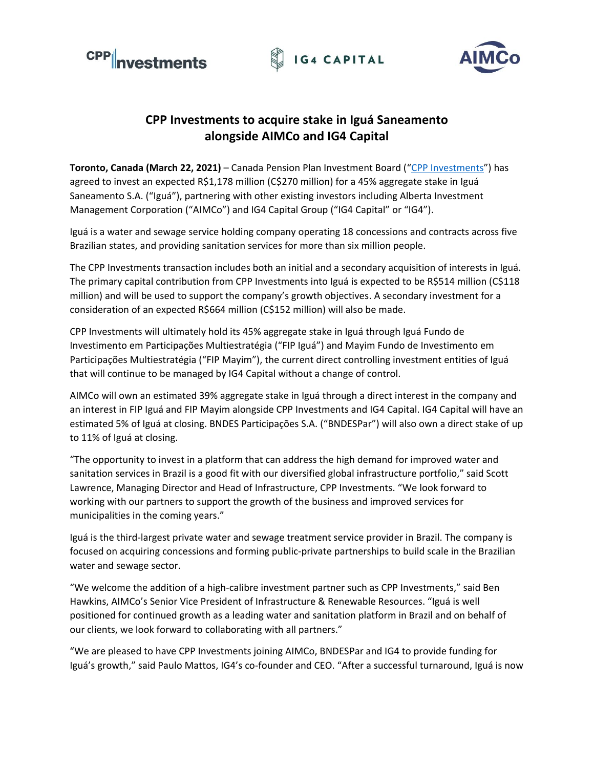# CPP Investments to acquire stake in Iguá Saneamento alongside AIMCo and IG4 Capital

**Toronto, Canada (March 22, 2021)** – Canada Pension Plan Investment Board ("CPP Investments") has agreed to invest an expected R$1,178 million (C$270 million) for a 45% aggregate stake in Iguá Saneamento S.A. ("Iguá"), partnering with other existing investors including Alberta Investment Management Corporation ("AIMCo") and IG4 Capital Group ("IG4 Capital" or "IG4").

Iguá is a water and sewage service holding company operating 18 concessions and contracts across five Brazilian states, and providing sanitation services for more than six million people.

The CPP Investments transaction includes both an initial and a secondary acquisition of interests in Iguá. The primary capital contribution from CPP Investments into Iguá is expected to be R$514 million (C$118 million) and will be used to support the company's growth objectives. A secondary investment for a consideration of an expected R$664 million (C$152 million) will also be made.

CPP Investments will ultimately hold its 45% aggregate stake in Iguá through Iguá Fundo de Investimento em Participações Multiestratégia ("FIP Iguá") and Mayim Fundo de Investimento em Participações Multiestratégia ("FIP Mayim"), the current direct controlling investment entities of Iguá that will continue to be managed by IG4 Capital without a change of control.

AIMCo will own an estimated 39% aggregate stake in Iguá through a direct interest in the company and an interest in FIP Iguá and FIP Mayim alongside CPP Investments and IG4 Capital. IG4 Capital will have an estimated 5% of Iguá at closing. BNDES Participações S.A. ("BNDESPar") will also own a direct stake of up to 11% of Iguá at closing.

"The opportunity to invest in a platform that can address the high demand for improved water and sanitation services in Brazil is a good fit with our diversified global infrastructure portfolio," said Scott Lawrence, Managing Director and Head of Infrastructure, CPP Investments. "We look forward to working with our partners to support the growth of the business and improved services for municipalities in the coming years."

Iguá is the third-largest private water and sewage treatment service provider in Brazil. The company is focused on acquiring concessions and forming public-private partnerships to build scale in the Brazilian water and sewage sector.

"We welcome the addition of a high-calibre investment partner such as CPP Investments," said Ben Hawkins, AIMCo's Senior Vice President of Infrastructure & Renewable Resources. "Iguá is well positioned for continued growth as a leading water and sanitation platform in Brazil and on behalf of our clients, we look forward to collaborating with all partners."

"We are pleased to have CPP Investments joining AIMCo, BNDESPar and IG4 to provide funding for Iguá's growth," said Paulo Mattos, IG4's co-founder and CEO. "After a successful turnaround, Iguá is now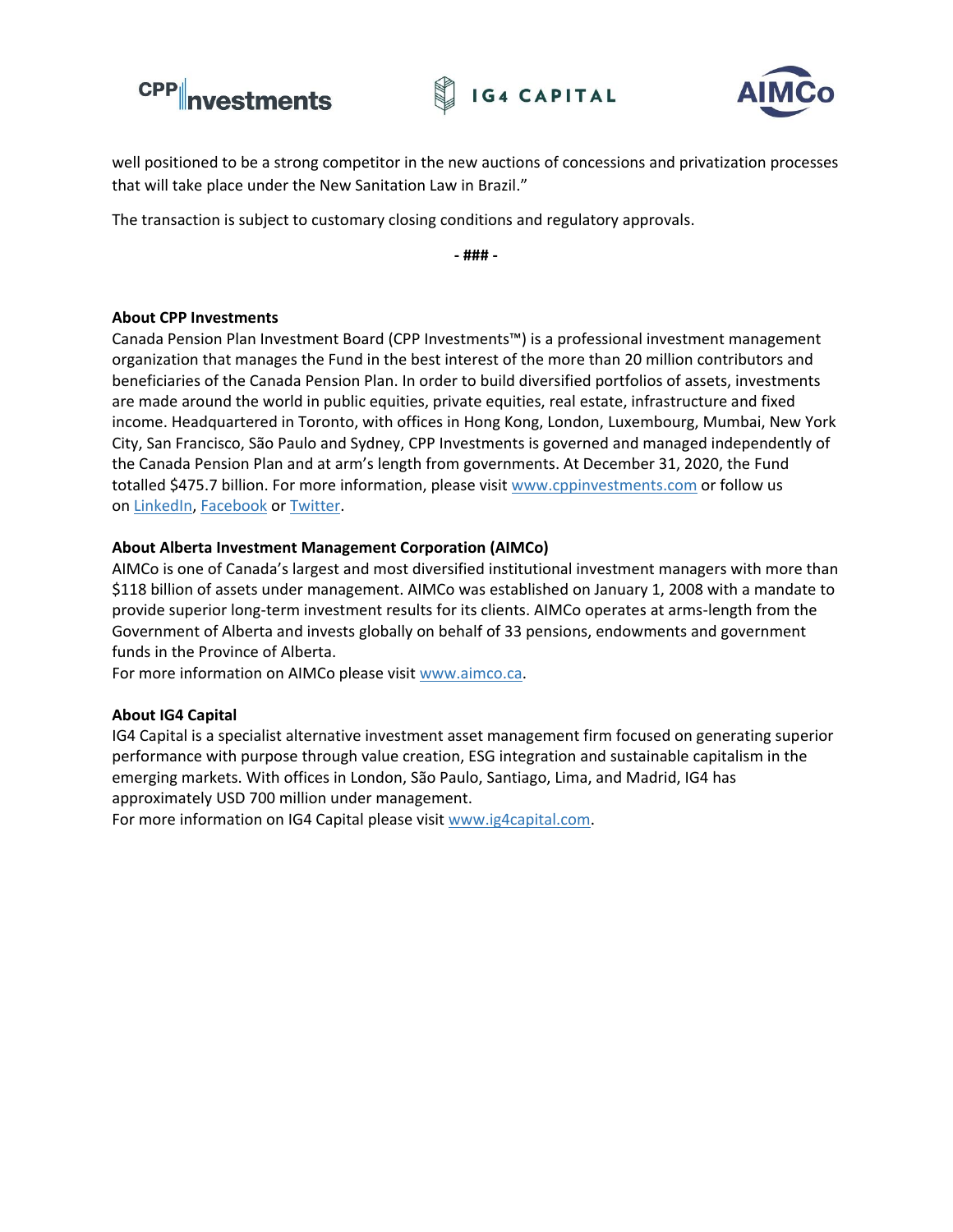well positioned to be a strong competitor in the new auctions of concessions and privatization processes that will take place under the New Sanitation Law in Brazil."

The transaction is subject to customary closing conditions and regulatory approvals.

**- ### -**

**About CPP Investments**
Canada Pension Plan Investment Board (CPP Investments™) is a professional investment management organization that manages the Fund in the best interest of the more than 20 million contributors and beneficiaries of the Canada Pension Plan. In order to build diversified portfolios of assets, investments are made around the world in public equities, private equities, real estate, infrastructure and fixed income. Headquartered in Toronto, with offices in Hong Kong, London, Luxembourg, Mumbai, New York City, San Francisco, São Paulo and Sydney, CPP Investments is governed and managed independently of the Canada Pension Plan and at arm's length from governments. At December 31, 2020, the Fund totalled $475.7 billion. For more information, please visit [www.cppinvestments.com](http://www.cppinvestments.com) or follow us on LinkedIn, Facebook or Twitter.

**About Alberta Investment Management Corporation (AIMCo)**
AIMCo is one of Canada's largest and most diversified institutional investment managers with more than $118 billion of assets under management. AIMCo was established on January 1, 2008 with a mandate to provide superior long-term investment results for its clients. AIMCo operates at arms-length from the Government of Alberta and invests globally on behalf of 33 pensions, endowments and government funds in the Province of Alberta.
For more information on AIMCo please visit [www.aimco.ca](http://www.aimco.ca).

**About IG4 Capital**
IG4 Capital is a specialist alternative investment asset management firm focused on generating superior performance with purpose through value creation, ESG integration and sustainable capitalism in the emerging markets. With offices in London, São Paulo, Santiago, Lima, and Madrid, IG4 has approximately USD 700 million under management.
For more information on IG4 Capital please visit [www.ig4capital.com](http://www.ig4capital.com).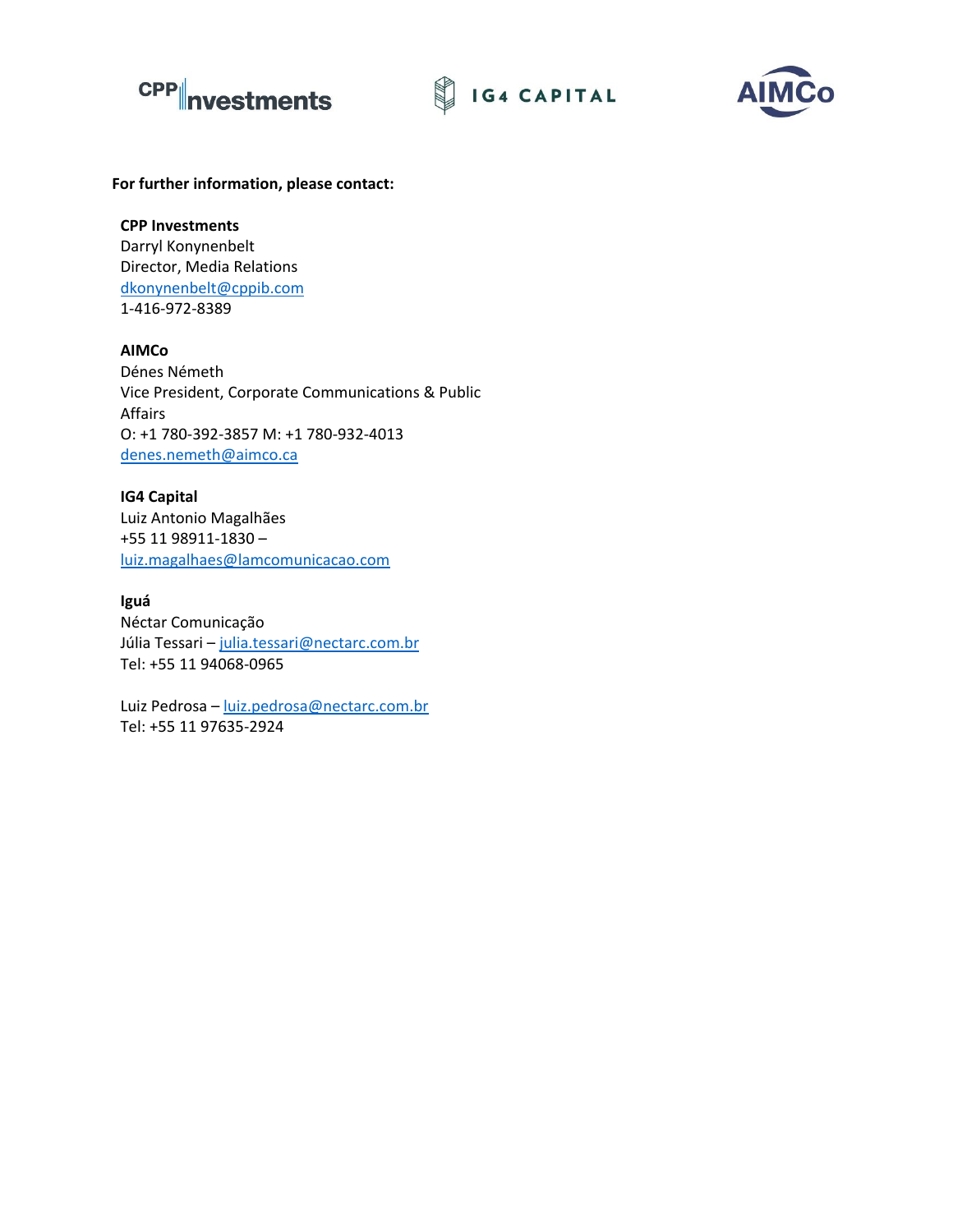**For further information, please contact:**

**CPP Investments**
Darryl Konynenbelt
Director, Media Relations
dkonynenbelt@cppib.com
1-416-972-8389

**AIMCo**
Dénes Németh
Vice President, Corporate Communications & Public Affairs
O: +1 780-392-3857 M: +1 780-932-4013
denes.nemeth@aimco.ca

**IG4 Capital**
Luiz Antonio Magalhães
+55 11 98911-1830 –
luiz.magalhaes@lamcomunicacao.com

**Iguá**
Néctar Comunicação
Júlia Tessari – julia.tessari@nectarc.com.br
Tel: +55 11 94068-0965

Luiz Pedrosa – luiz.pedrosa@nectarc.com.br
Tel: +55 11 97635-2924